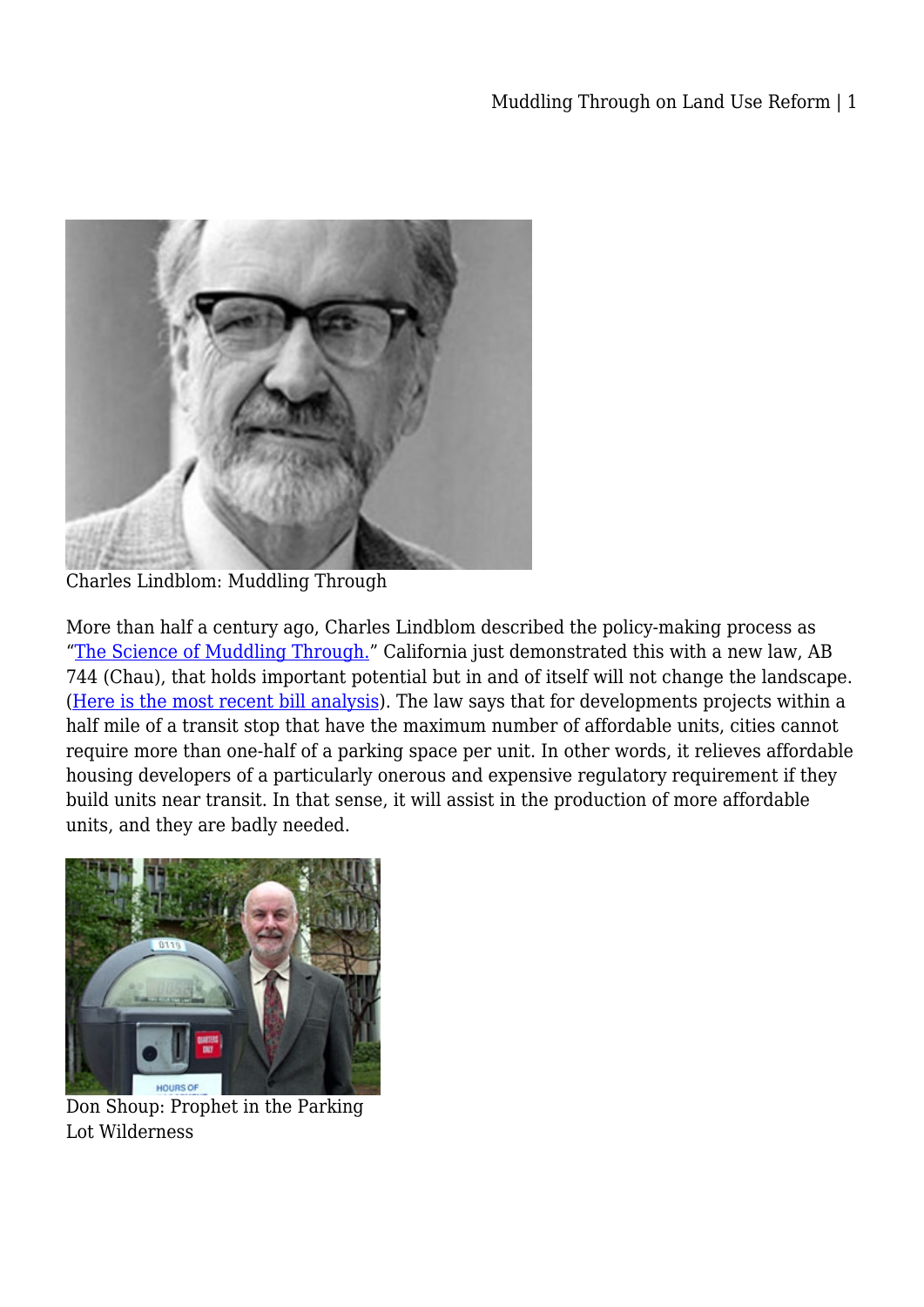Charles Lindblom: Muddling Through

More than half a century ago, Charles Lindblom described the policy-making process as "The Science of Muddling Through." California just demonstrated this with a new law, AB 744 (Chau), that holds important potential but in and of itself will not change the landscape. (Here is the most recent bill analysis). The law says that for developments projects within a half mile of a transit stop that have the maximum number of affordable units, cities cannot require more than one-half of a parking space per unit. In other words, it relieves affordable housing developers of a particularly onerous and expensive regulatory requirement if they build units near transit. In that sense, it will assist in the production of more affordable units, and they are badly needed.

Don Shoup: Prophet in the Parking Lot Wilderness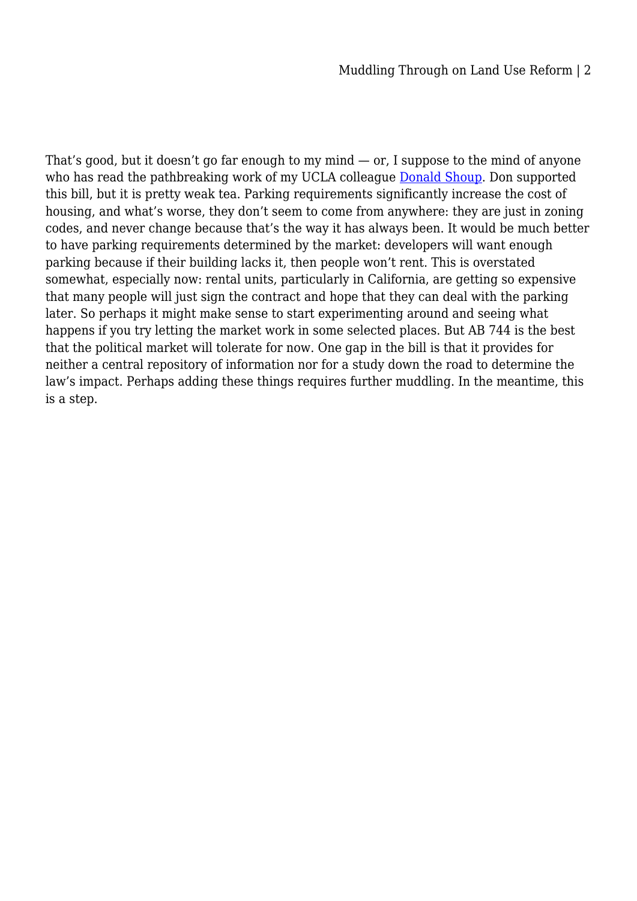That's good, but it doesn't go far enough to my mind — or, I suppose to the mind of anyone who has read the pathbreaking work of my UCLA colleague [Donald Shoup](). Don supported this bill, but it is pretty weak tea. Parking requirements significantly increase the cost of housing, and what's worse, they don't seem to come from anywhere: they are just in zoning codes, and never change because that's the way it has always been. It would be much better to have parking requirements determined by the market: developers will want enough parking because if their building lacks it, then people won't rent. This is overstated somewhat, especially now: rental units, particularly in California, are getting so expensive that many people will just sign the contract and hope that they can deal with the parking later. So perhaps it might make sense to start experimenting around and seeing what happens if you try letting the market work in some selected places. But AB 744 is the best that the political market will tolerate for now. One gap in the bill is that it provides for neither a central repository of information nor for a study down the road to determine the law's impact. Perhaps adding these things requires further muddling. In the meantime, this is a step.